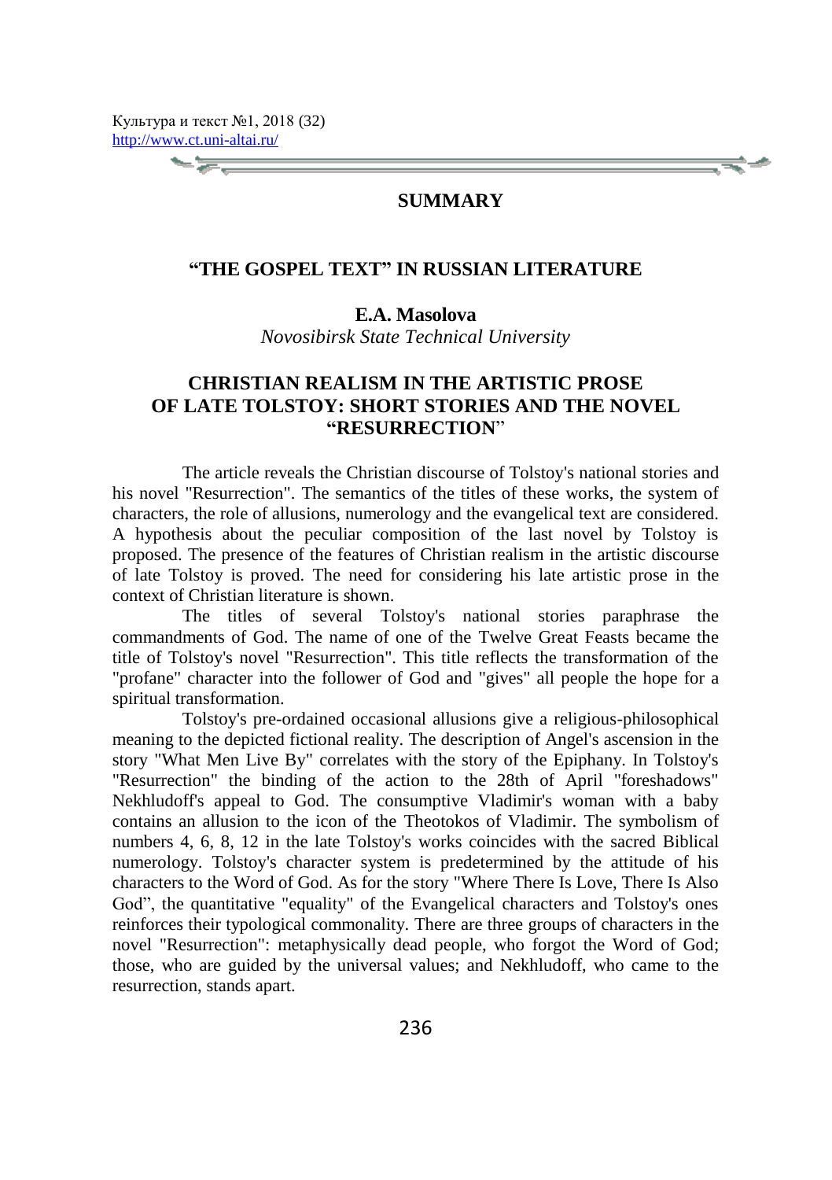# SUMMARY

## "THE GOSPEL TEXT" IN RUSSIAN LITERATURE

**E.A. Masolova**

*Novosibirsk State Technical University*

## CHRISTIAN REALISM IN THE ARTISTIC PROSE OF LATE TOLSTOY: SHORT STORIES AND THE NOVEL "RESURRECTION"

The article reveals the Christian discourse of Tolstoy's national stories and his novel "Resurrection". The semantics of the titles of these works, the system of characters, the role of allusions, numerology and the evangelical text are considered. A hypothesis about the peculiar composition of the last novel by Tolstoy is proposed. The presence of the features of Christian realism in the artistic discourse of late Tolstoy is proved. The need for considering his late artistic prose in the context of Christian literature is shown.

The titles of several Tolstoy's national stories paraphrase the commandments of God. The name of one of the Twelve Great Feasts became the title of Tolstoy's novel "Resurrection". This title reflects the transformation of the "profane" character into the follower of God and "gives" all people the hope for a spiritual transformation.

Tolstoy's pre-ordained occasional allusions give a religious-philosophical meaning to the depicted fictional reality. The description of Angel's ascension in the story "What Men Live By" correlates with the story of the Epiphany. In Tolstoy's "Resurrection" the binding of the action to the 28th of April "foreshadows" Nekhludoff's appeal to God. The consumptive Vladimir's woman with a baby contains an allusion to the icon of the Theotokos of Vladimir. The symbolism of numbers 4, 6, 8, 12 in the late Tolstoy's works coincides with the sacred Biblical numerology. Tolstoy's character system is predetermined by the attitude of his characters to the Word of God. As for the story "Where There Is Love, There Is Also God", the quantitative "equality" of the Evangelical characters and Tolstoy's ones reinforces their typological commonality. There are three groups of characters in the novel "Resurrection": metaphysically dead people, who forgot the Word of God; those, who are guided by the universal values; and Nekhludoff, who came to the resurrection, stands apart.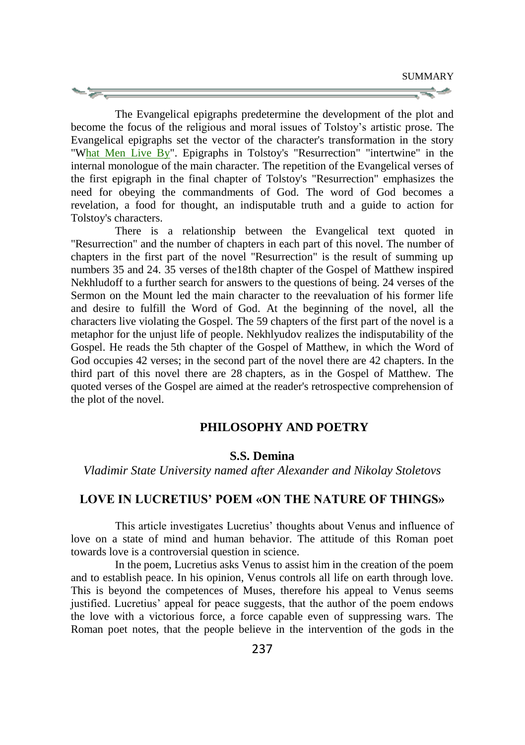The Evangelical epigraphs predetermine the development of the plot and become the focus of the religious and moral issues of Tolstoy's artistic prose. The Evangelical epigraphs set the vector of the character's transformation in the story "What Men Live By". Epigraphs in Tolstoy's "Resurrection" "intertwine" in the internal monologue of the main character. The repetition of the Evangelical verses of the first epigraph in the final chapter of Tolstoy's "Resurrection" emphasizes the need for obeying the commandments of God. The word of God becomes a revelation, a food for thought, an indisputable truth and a guide to action for Tolstoy's characters.

There is a relationship between the Evangelical text quoted in "Resurrection" and the number of chapters in each part of this novel. The number of chapters in the first part of the novel "Resurrection" is the result of summing up numbers 35 and 24. 35 verses of the18th chapter of the Gospel of Matthew inspired Nekhludoff to a further search for answers to the questions of being. 24 verses of the Sermon on the Mount led the main character to the reevaluation of his former life and desire to fulfill the Word of God. At the beginning of the novel, all the characters live violating the Gospel. The 59 chapters of the first part of the novel is a metaphor for the unjust life of people. Nekhlyudov realizes the indisputability of the Gospel. He reads the 5th chapter of the Gospel of Matthew, in which the Word of God occupies 42 verses; in the second part of the novel there are 42 chapters. In the third part of this novel there are 28 chapters, as in the Gospel of Matthew. The quoted verses of the Gospel are aimed at the reader's retrospective comprehension of the plot of the novel.

## PHILOSOPHY AND POETRY

**S.S. Demina**

*Vladimir State University named after Alexander and Nikolay Stoletovs*

### LOVE IN LUCRETIUS' POEM «ON THE NATURE OF THINGS»

This article investigates Lucretius' thoughts about Venus and influence of love on a state of mind and human behavior. The attitude of this Roman poet towards love is a controversial question in science.

In the poem, Lucretius asks Venus to assist him in the creation of the poem and to establish peace. In his opinion, Venus controls all life on earth through love. This is beyond the competences of Muses, therefore his appeal to Venus seems justified. Lucretius' appeal for peace suggests, that the author of the poem endows the love with a victorious force, a force capable even of suppressing wars. The Roman poet notes, that the people believe in the intervention of the gods in the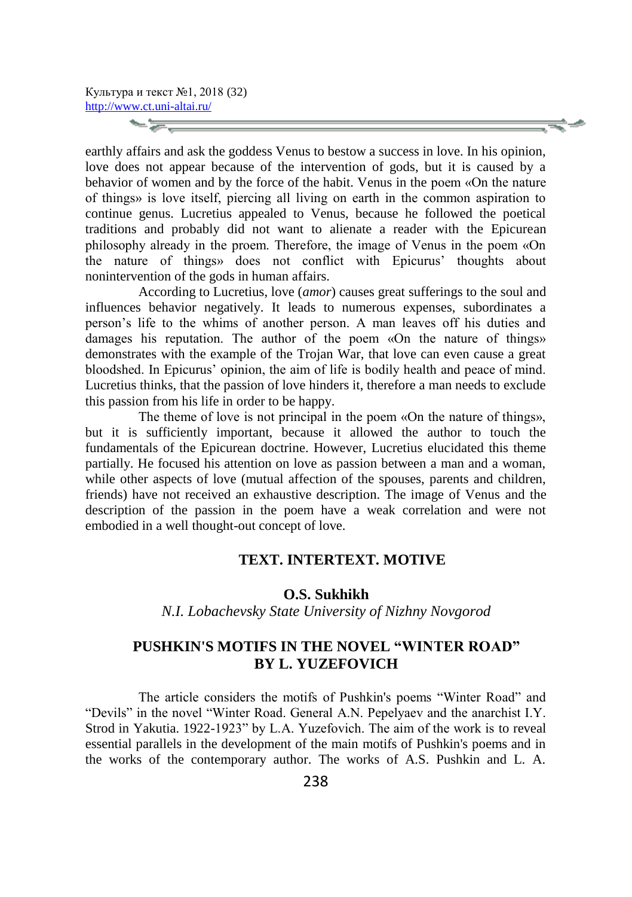earthly affairs and ask the goddess Venus to bestow a success in love. In his opinion, love does not appear because of the intervention of gods, but it is caused by a behavior of women and by the force of the habit. Venus in the poem «On the nature of things» is love itself, piercing all living on earth in the common aspiration to continue genus. Lucretius appealed to Venus, because he followed the poetical traditions and probably did not want to alienate a reader with the Epicurean philosophy already in the proem. Therefore, the image of Venus in the poem «On the nature of things» does not conflict with Epicurus' thoughts about nonintervention of the gods in human affairs.

According to Lucretius, love (*amor*) causes great sufferings to the soul and influences behavior negatively. It leads to numerous expenses, subordinates a person's life to the whims of another person. A man leaves off his duties and damages his reputation. The author of the poem «On the nature of things» demonstrates with the example of the Trojan War, that love can even cause a great bloodshed. In Epicurus' opinion, the aim of life is bodily health and peace of mind. Lucretius thinks, that the passion of love hinders it, therefore a man needs to exclude this passion from his life in order to be happy.

The theme of love is not principal in the poem «On the nature of things», but it is sufficiently important, because it allowed the author to touch the fundamentals of the Epicurean doctrine. However, Lucretius elucidated this theme partially. He focused his attention on love as passion between a man and a woman, while other aspects of love (mutual affection of the spouses, parents and children, friends) have not received an exhaustive description. The image of Venus and the description of the passion in the poem have a weak correlation and were not embodied in a well thought-out concept of love.

## TEXT. INTERTEXT. MOTIVE

**O.S. Sukhikh**

*N.I. Lobachevsky State University of Nizhny Novgorod*

### PUSHKIN'S MOTIFS IN THE NOVEL "WINTER ROAD" BY L. YUZEFOVICH

The article considers the motifs of Pushkin's poems "Winter Road" and "Devils" in the novel "Winter Road. General A.N. Pepelyaev and the anarchist I.Y. Strod in Yakutia. 1922-1923" by L.A. Yuzefovich. The aim of the work is to reveal essential parallels in the development of the main motifs of Pushkin's poems and in the works of the contemporary author. The works of A.S. Pushkin and L. A.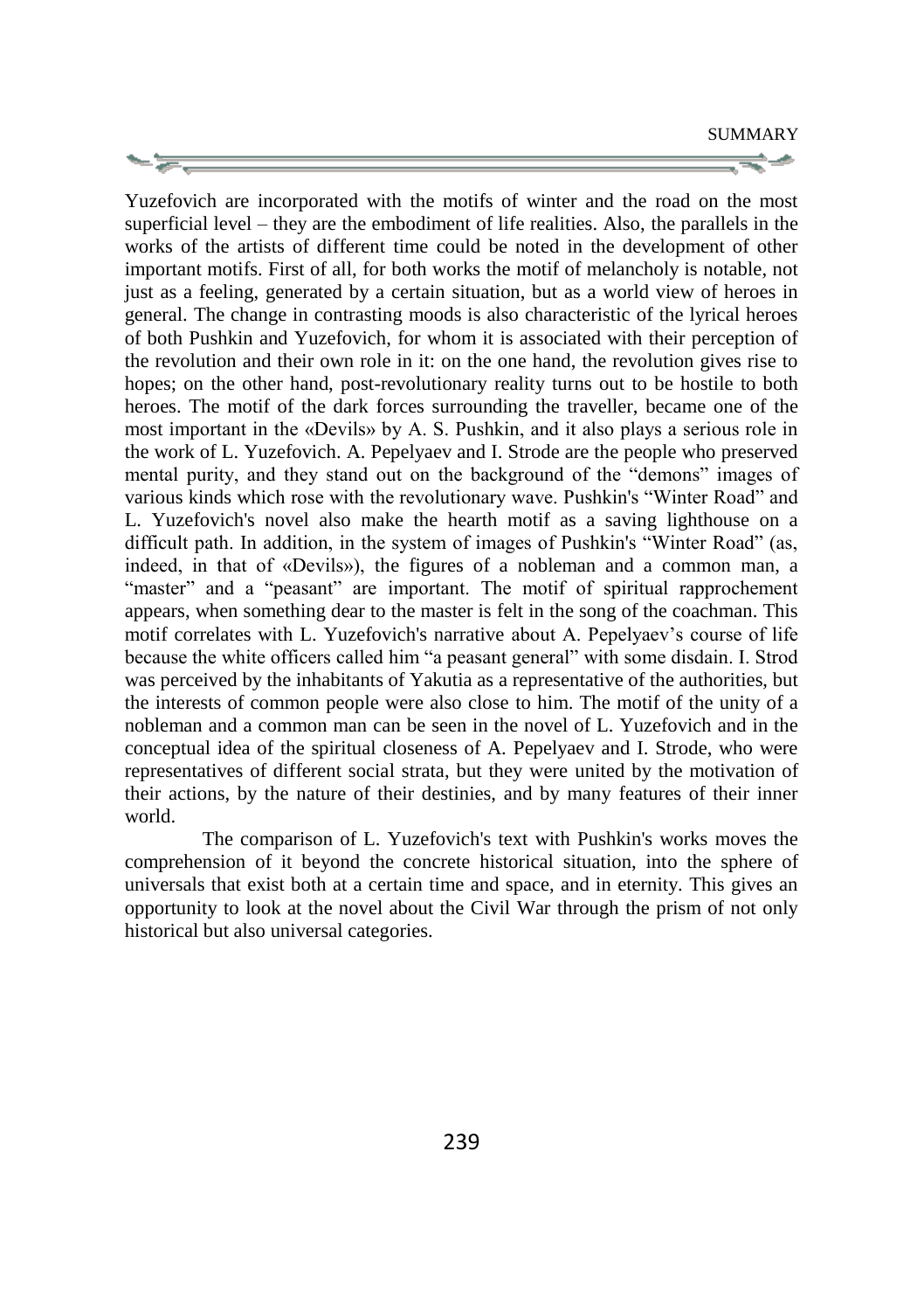Yuzefovich are incorporated with the motifs of winter and the road on the most superficial level – they are the embodiment of life realities. Also, the parallels in the works of the artists of different time could be noted in the development of other important motifs. First of all, for both works the motif of melancholy is notable, not just as a feeling, generated by a certain situation, but as a world view of heroes in general. The change in contrasting moods is also characteristic of the lyrical heroes of both Pushkin and Yuzefovich, for whom it is associated with their perception of the revolution and their own role in it: on the one hand, the revolution gives rise to hopes; on the other hand, post-revolutionary reality turns out to be hostile to both heroes. The motif of the dark forces surrounding the traveller, became one of the most important in the «Devils» by A. S. Pushkin, and it also plays a serious role in the work of L. Yuzefovich. A. Pepelyaev and I. Strode are the people who preserved mental purity, and they stand out on the background of the "demons" images of various kinds which rose with the revolutionary wave. Pushkin's "Winter Road" and L. Yuzefovich's novel also make the hearth motif as a saving lighthouse on a difficult path. In addition, in the system of images of Pushkin's "Winter Road" (as, indeed, in that of «Devils»), the figures of a nobleman and a common man, a "master" and a "peasant" are important. The motif of spiritual rapprochement appears, when something dear to the master is felt in the song of the coachman. This motif correlates with L. Yuzefovich's narrative about A. Pepelyaev's course of life because the white officers called him "a peasant general" with some disdain. I. Strod was perceived by the inhabitants of Yakutia as a representative of the authorities, but the interests of common people were also close to him. The motif of the unity of a nobleman and a common man can be seen in the novel of L. Yuzefovich and in the conceptual idea of the spiritual closeness of A. Pepelyaev and I. Strode, who were representatives of different social strata, but they were united by the motivation of their actions, by the nature of their destinies, and by many features of their inner world.

The comparison of L. Yuzefovich's text with Pushkin's works moves the comprehension of it beyond the concrete historical situation, into the sphere of universals that exist both at a certain time and space, and in eternity. This gives an opportunity to look at the novel about the Civil War through the prism of not only historical but also universal categories.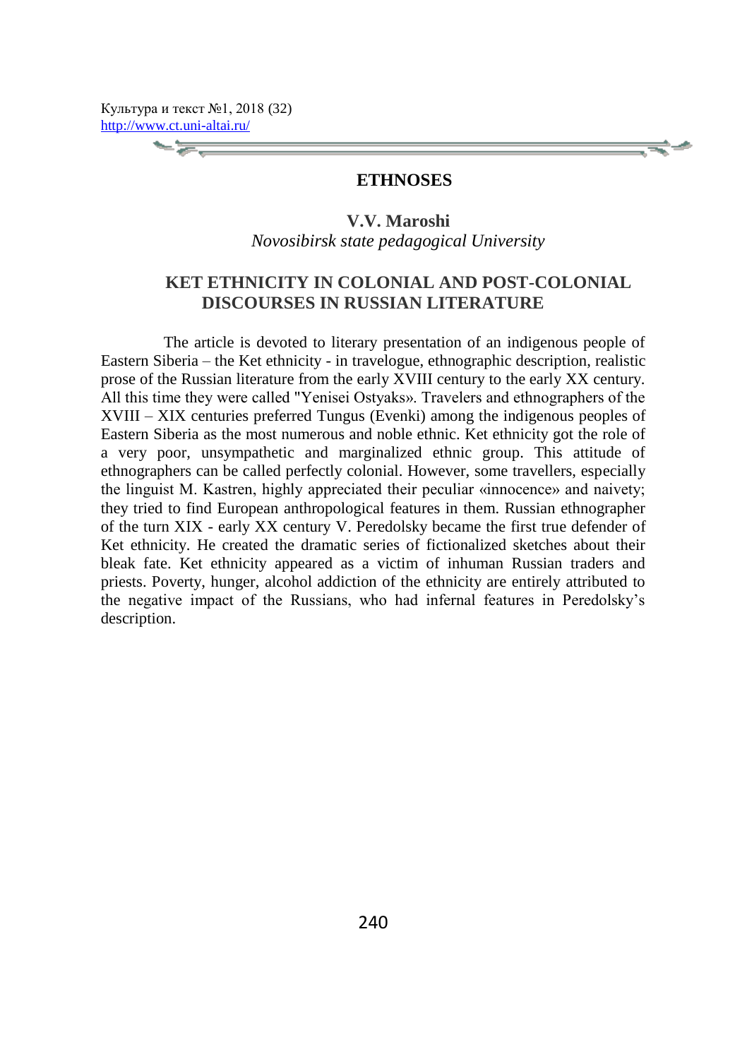## ETHNOSES

**V.V. Maroshi**
*Novosibirsk state pedagogical University*

# KET ETHNICITY IN COLONIAL AND POST-COLONIAL DISCOURSES IN RUSSIAN LITERATURE

The article is devoted to literary presentation of an indigenous people of Eastern Siberia – the Ket ethnicity - in travelogue, ethnographic description, realistic prose of the Russian literature from the early XVIII century to the early XX century. All this time they were called "Yenisei Ostyaks». Travelers and ethnographers of the XVIII – XIX centuries preferred Tungus (Evenki) among the indigenous peoples of Eastern Siberia as the most numerous and noble ethnic. Ket ethnicity got the role of a very poor, unsympathetic and marginalized ethnic group. This attitude of ethnographers can be called perfectly colonial. However, some travellers, especially the linguist M. Kastren, highly appreciated their peculiar «innocence» and naivety; they tried to find European anthropological features in them. Russian ethnographer of the turn XIX - early XX century V. Peredolsky became the first true defender of Ket ethnicity. He created the dramatic series of fictionalized sketches about their bleak fate. Ket ethnicity appeared as a victim of inhuman Russian traders and priests. Poverty, hunger, alcohol addiction of the ethnicity are entirely attributed to the negative impact of the Russians, who had infernal features in Peredolsky's description.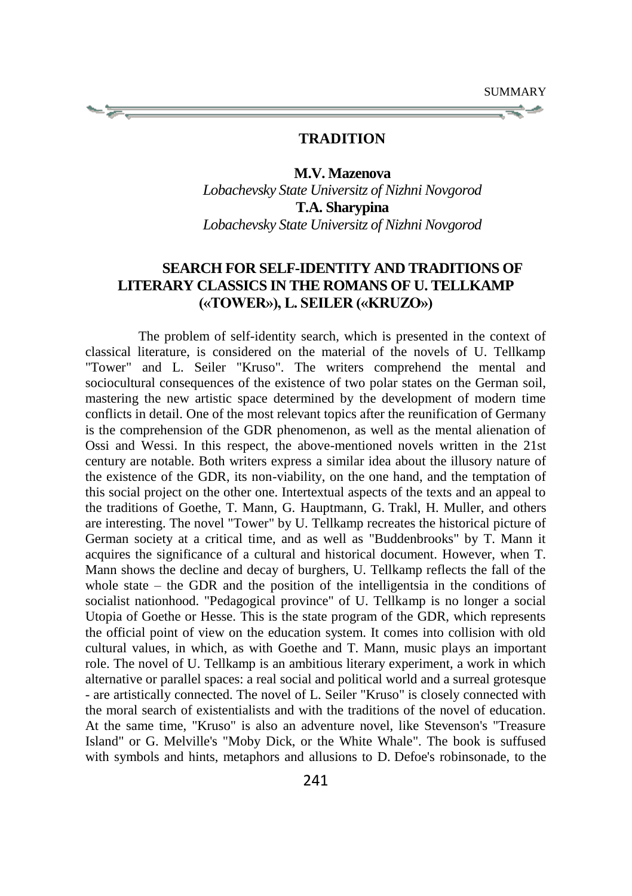## TRADITION

**M.V. Mazenova**
*Lobachevsky State Universitz of Nizhni Novgorod*
**T.A. Sharypina**
*Lobachevsky State Universitz of Nizhni Novgorod*

### SEARCH FOR SELF-IDENTITY AND TRADITIONS OF LITERARY CLASSICS IN THE ROMANS OF U. TELLKAMP («TOWER»), L. SEILER («KRUZO»)

The problem of self-identity search, which is presented in the context of classical literature, is considered on the material of the novels of U. Tellkamp "Tower" and L. Seiler "Kruso". The writers comprehend the mental and sociocultural consequences of the existence of two polar states on the German soil, mastering the new artistic space determined by the development of modern time conflicts in detail. One of the most relevant topics after the reunification of Germany is the comprehension of the GDR phenomenon, as well as the mental alienation of Ossi and Wessi. In this respect, the above-mentioned novels written in the 21st century are notable. Both writers express a similar idea about the illusory nature of the existence of the GDR, its non-viability, on the one hand, and the temptation of this social project on the other one. Intertextual aspects of the texts and an appeal to the traditions of Goethe, T. Mann, G. Hauptmann, G. Trakl, H. Muller, and others are interesting. The novel "Tower" by U. Tellkamp recreates the historical picture of German society at a critical time, and as well as "Buddenbrooks" by T. Mann it acquires the significance of a cultural and historical document. However, when T. Mann shows the decline and decay of burghers, U. Tellkamp reflects the fall of the whole state – the GDR and the position of the intelligentsia in the conditions of socialist nationhood. "Pedagogical province" of U. Tellkamp is no longer a social Utopia of Goethe or Hesse. This is the state program of the GDR, which represents the official point of view on the education system. It comes into collision with old cultural values, in which, as with Goethe and T. Mann, music plays an important role. The novel of U. Tellkamp is an ambitious literary experiment, a work in which alternative or parallel spaces: a real social and political world and a surreal grotesque - are artistically connected. The novel of L. Seiler "Kruso" is closely connected with the moral search of existentialists and with the traditions of the novel of education. At the same time, "Kruso" is also an adventure novel, like Stevenson's "Treasure Island" or G. Melville's "Moby Dick, or the White Whale". The book is suffused with symbols and hints, metaphors and allusions to D. Defoe's robinsonade, to the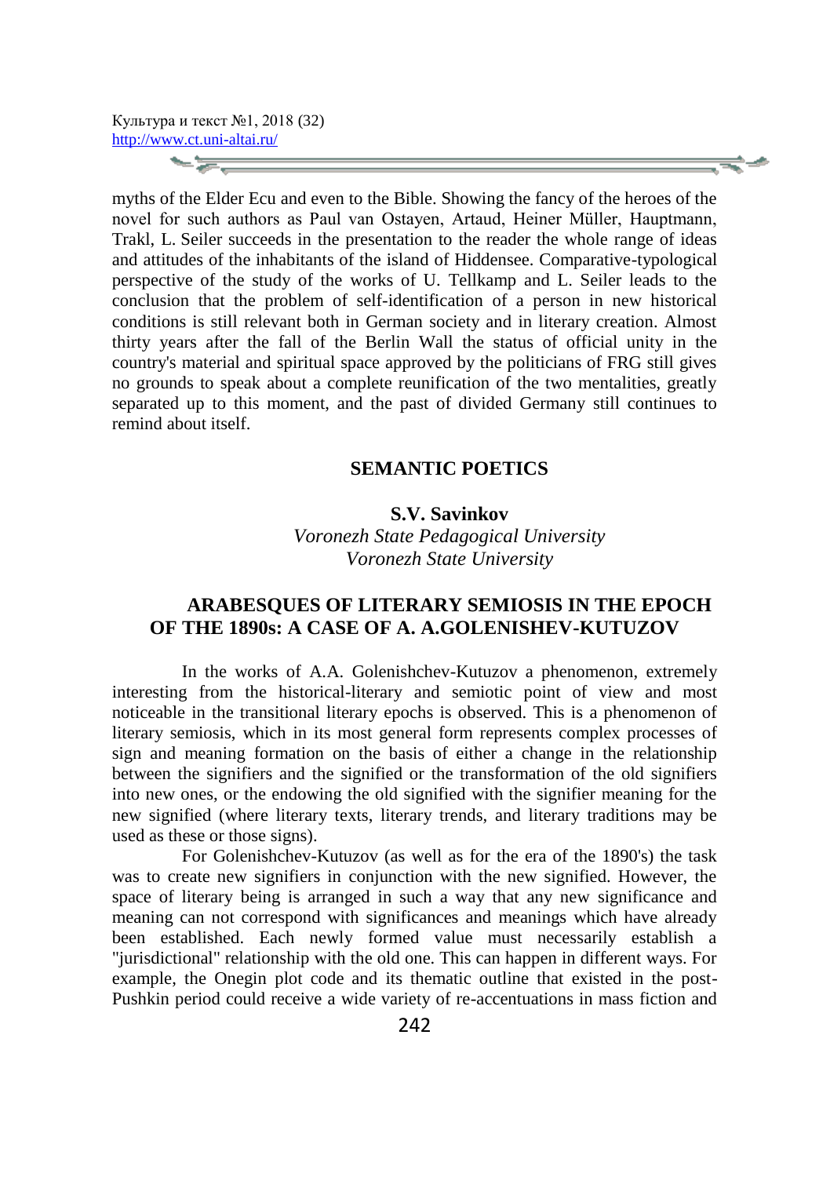myths of the Elder Ecu and even to the Bible. Showing the fancy of the heroes of the novel for such authors as Paul van Ostayen, Artaud, Heiner Müller, Hauptmann, Trakl, L. Seiler succeeds in the presentation to the reader the whole range of ideas and attitudes of the inhabitants of the island of Hiddensee. Comparative-typological perspective of the study of the works of U. Tellkamp and L. Seiler leads to the conclusion that the problem of self-identification of a person in new historical conditions is still relevant both in German society and in literary creation. Almost thirty years after the fall of the Berlin Wall the status of official unity in the country's material and spiritual space approved by the politicians of FRG still gives no grounds to speak about a complete reunification of the two mentalities, greatly separated up to this moment, and the past of divided Germany still continues to remind about itself.

## SEMANTIC POETICS

**S.V. Savinkov**
*Voronezh State Pedagogical University*
*Voronezh State University*

### ARABESQUES OF LITERARY SEMIOSIS IN THE EPOCH OF THE 1890s: A CASE OF A. A.GOLENISHEV-KUTUZOV

In the works of A.A. Golenishchev-Kutuzov a phenomenon, extremely interesting from the historical-literary and semiotic point of view and most noticeable in the transitional literary epochs is observed. This is a phenomenon of literary semiosis, which in its most general form represents complex processes of sign and meaning formation on the basis of either a change in the relationship between the signifiers and the signified or the transformation of the old signifiers into new ones, or the endowing the old signified with the signifier meaning for the new signified (where literary texts, literary trends, and literary traditions may be used as these or those signs).

For Golenishchev-Kutuzov (as well as for the era of the 1890's) the task was to create new signifiers in conjunction with the new signified. However, the space of literary being is arranged in such a way that any new significance and meaning can not correspond with significances and meanings which have already been established. Each newly formed value must necessarily establish a "jurisdictional" relationship with the old one. This can happen in different ways. For example, the Onegin plot code and its thematic outline that existed in the post-Pushkin period could receive a wide variety of re-accentuations in mass fiction and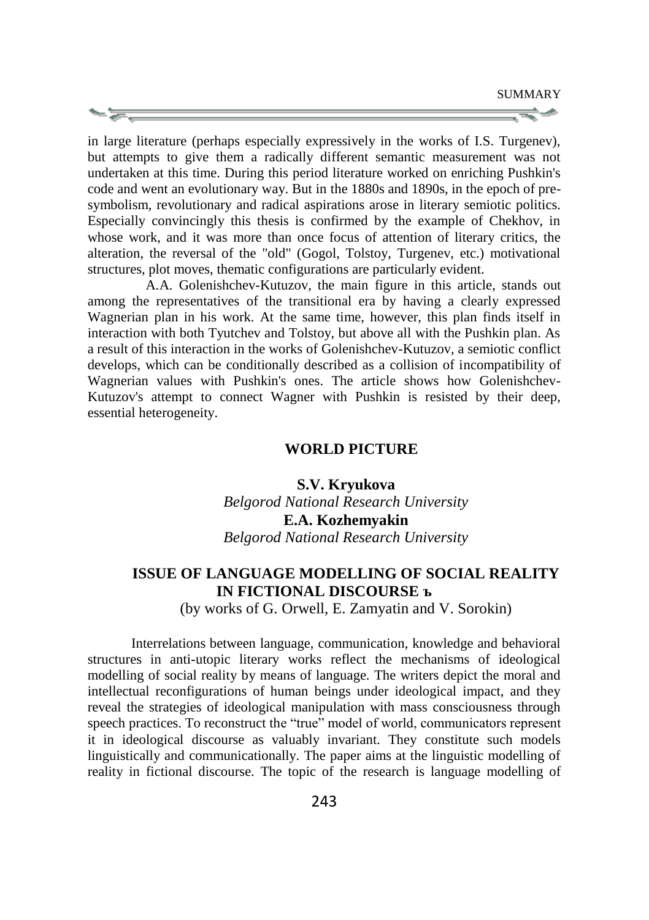in large literature (perhaps especially expressively in the works of I.S. Turgenev), but attempts to give them a radically different semantic measurement was not undertaken at this time. During this period literature worked on enriching Pushkin's code and went an evolutionary way. But in the 1880s and 1890s, in the epoch of pre-symbolism, revolutionary and radical aspirations arose in literary semiotic politics. Especially convincingly this thesis is confirmed by the example of Chekhov, in whose work, and it was more than once focus of attention of literary critics, the alteration, the reversal of the "old" (Gogol, Tolstoy, Turgenev, etc.) motivational structures, plot moves, thematic configurations are particularly evident.

A.A. Golenishchev-Kutuzov, the main figure in this article, stands out among the representatives of the transitional era by having a clearly expressed Wagnerian plan in his work. At the same time, however, this plan finds itself in interaction with both Tyutchev and Tolstoy, but above all with the Pushkin plan. As a result of this interaction in the works of Golenishchev-Kutuzov, a semiotic conflict develops, which can be conditionally described as a collision of incompatibility of Wagnerian values with Pushkin's ones. The article shows how Golenishchev-Kutuzov's attempt to connect Wagner with Pushkin is resisted by their deep, essential heterogeneity.

## WORLD PICTURE

**S.V. Kryukova**
*Belgorod National Research University*
**E.A. Kozhemyakin**
*Belgorod National Research University*

### ISSUE OF LANGUAGE MODELLING OF SOCIAL REALITY IN FICTIONAL DISCOURSE ъ

(by works of G. Orwell, E. Zamyatin and V. Sorokin)

Interrelations between language, communication, knowledge and behavioral structures in anti-utopic literary works reflect the mechanisms of ideological modelling of social reality by means of language. The writers depict the moral and intellectual reconfigurations of human beings under ideological impact, and they reveal the strategies of ideological manipulation with mass consciousness through speech practices. To reconstruct the "true" model of world, communicators represent it in ideological discourse as valuably invariant. They constitute such models linguistically and communicationally. The paper aims at the linguistic modelling of reality in fictional discourse. The topic of the research is language modelling of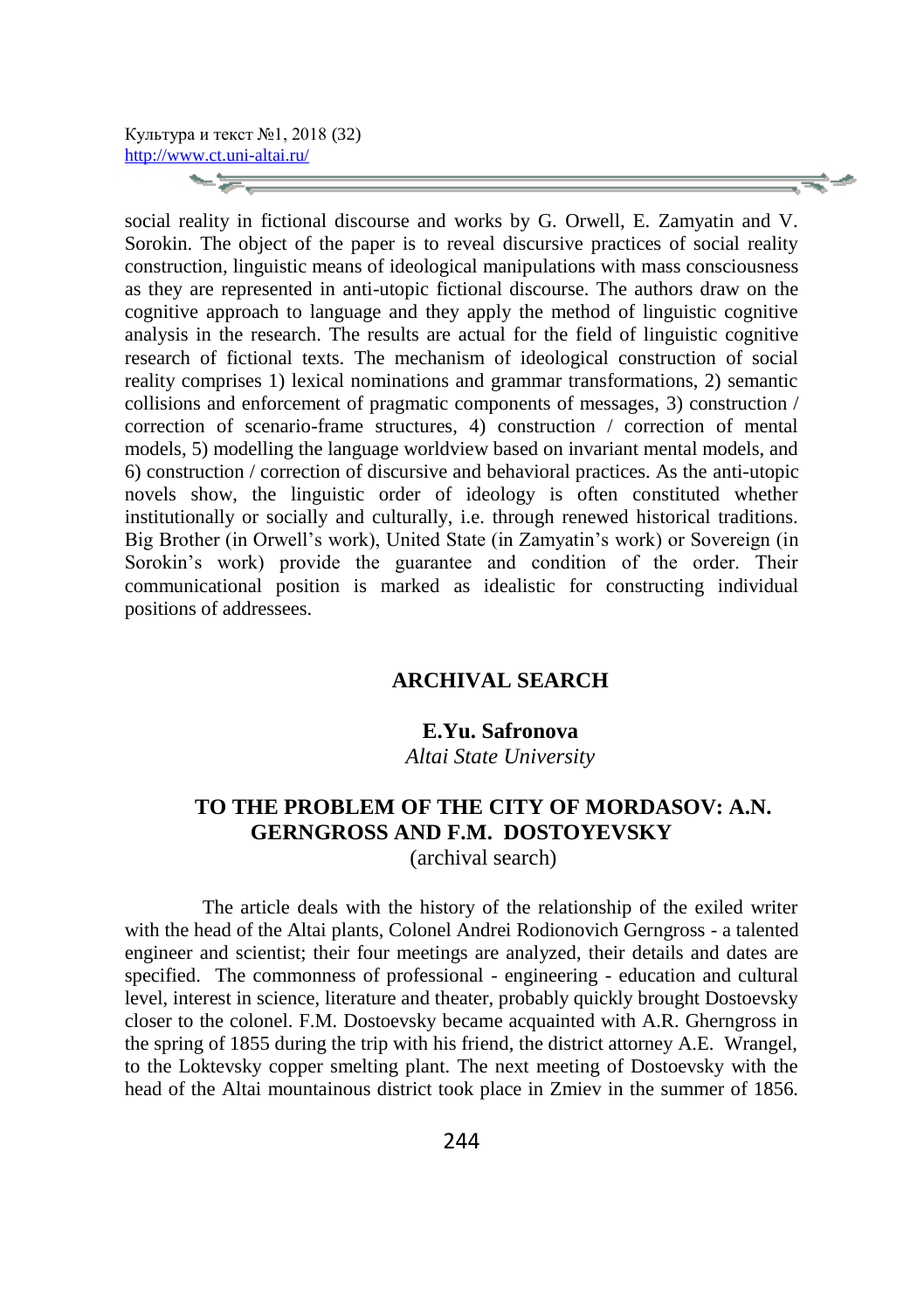social reality in fictional discourse and works by G. Orwell, E. Zamyatin and V. Sorokin. The object of the paper is to reveal discursive practices of social reality construction, linguistic means of ideological manipulations with mass consciousness as they are represented in anti-utopic fictional discourse. The authors draw on the cognitive approach to language and they apply the method of linguistic cognitive analysis in the research. The results are actual for the field of linguistic cognitive research of fictional texts. The mechanism of ideological construction of social reality comprises 1) lexical nominations and grammar transformations, 2) semantic collisions and enforcement of pragmatic components of messages, 3) construction / correction of scenario-frame structures, 4) construction / correction of mental models, 5) modelling the language worldview based on invariant mental models, and 6) construction / correction of discursive and behavioral practices. As the anti-utopic novels show, the linguistic order of ideology is often constituted whether institutionally or socially and culturally, i.e. through renewed historical traditions. Big Brother (in Orwell's work), United State (in Zamyatin's work) or Sovereign (in Sorokin's work) provide the guarantee and condition of the order. Their communicational position is marked as idealistic for constructing individual positions of addressees.

## ARCHIVAL SEARCH

**E.Yu. Safronova**
*Altai State University*

### TO THE PROBLEM OF THE CITY OF MORDASOV: A.N. GERNGROSS AND F.M. DOSTOYEVSKY
(archival search)

The article deals with the history of the relationship of the exiled writer with the head of the Altai plants, Colonel Andrei Rodionovich Gerngross - a talented engineer and scientist; their four meetings are analyzed, their details and dates are specified. The commonness of professional - engineering - education and cultural level, interest in science, literature and theater, probably quickly brought Dostoevsky closer to the colonel. F.M. Dostoevsky became acquainted with A.R. Gherngross in the spring of 1855 during the trip with his friend, the district attorney A.E. Wrangel, to the Loktevsky copper smelting plant. The next meeting of Dostoevsky with the head of the Altai mountainous district took place in Zmiev in the summer of 1856.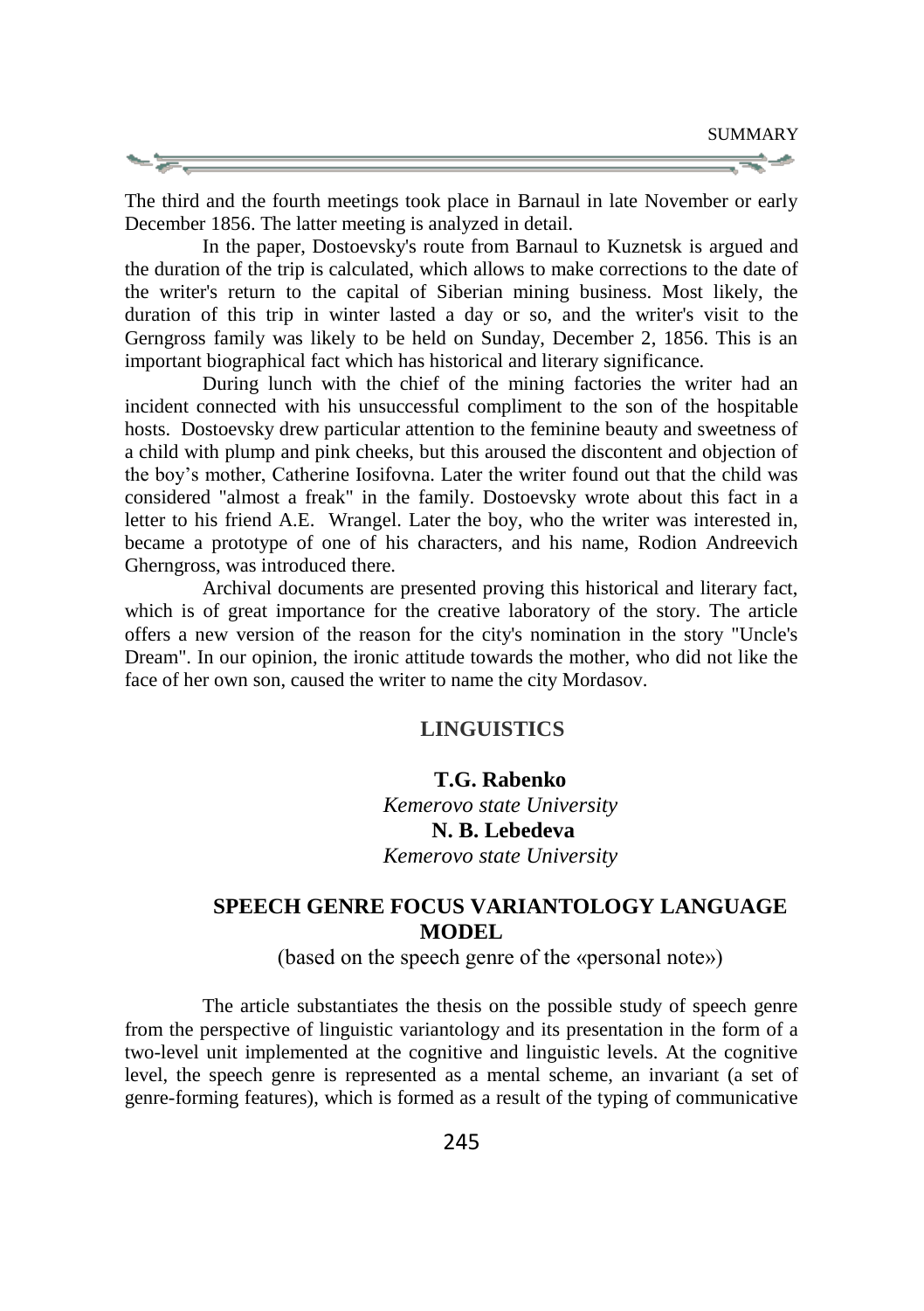The third and the fourth meetings took place in Barnaul in late November or early December 1856. The latter meeting is analyzed in detail.

In the paper, Dostoevsky's route from Barnaul to Kuznetsk is argued and the duration of the trip is calculated, which allows to make corrections to the date of the writer's return to the capital of Siberian mining business. Most likely, the duration of this trip in winter lasted a day or so, and the writer's visit to the Gerngross family was likely to be held on Sunday, December 2, 1856. This is an important biographical fact which has historical and literary significance.

During lunch with the chief of the mining factories the writer had an incident connected with his unsuccessful compliment to the son of the hospitable hosts. Dostoevsky drew particular attention to the feminine beauty and sweetness of a child with plump and pink cheeks, but this aroused the discontent and objection of the boy's mother, Catherine Iosifovna. Later the writer found out that the child was considered "almost a freak" in the family. Dostoevsky wrote about this fact in a letter to his friend A.E. Wrangel. Later the boy, who the writer was interested in, became a prototype of one of his characters, and his name, Rodion Andreevich Gherngross, was introduced there.

Archival documents are presented proving this historical and literary fact, which is of great importance for the creative laboratory of the story. The article offers a new version of the reason for the city's nomination in the story "Uncle's Dream". In our opinion, the ironic attitude towards the mother, who did not like the face of her own son, caused the writer to name the city Mordasov.

## LINGUISTICS

**T.G. Rabenko**
*Kemerovo state University*
**N. B. Lebedeva**
*Kemerovo state University*

### SPEECH GENRE FOCUS VARIANTOLOGY LANGUAGE MODEL

(based on the speech genre of the «personal note»)

The article substantiates the thesis on the possible study of speech genre from the perspective of linguistic variantology and its presentation in the form of a two-level unit implemented at the cognitive and linguistic levels. At the cognitive level, the speech genre is represented as a mental scheme, an invariant (a set of genre-forming features), which is formed as a result of the typing of communicative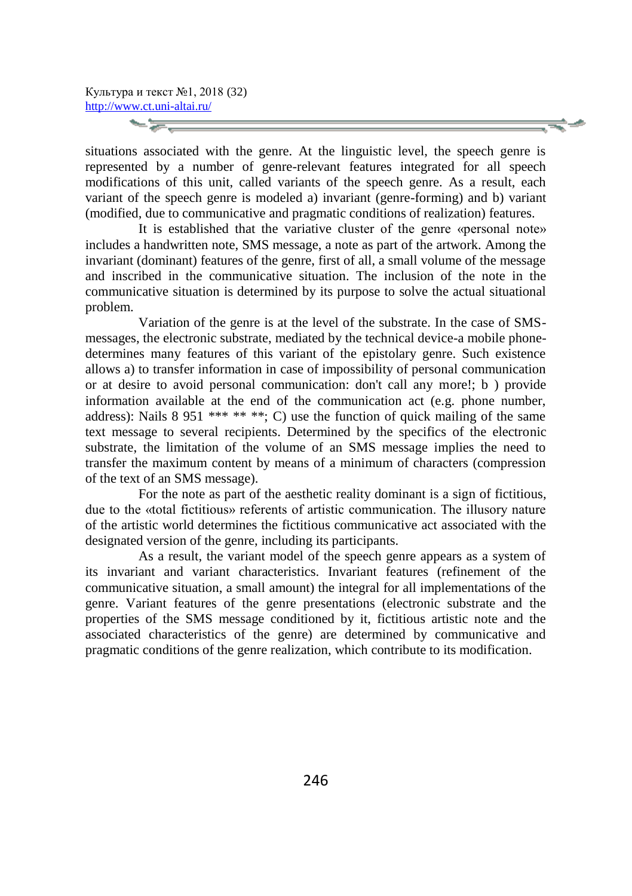situations associated with the genre. At the linguistic level, the speech genre is represented by a number of genre-relevant features integrated for all speech modifications of this unit, called variants of the speech genre. As a result, each variant of the speech genre is modeled a) invariant (genre-forming) and b) variant (modified, due to communicative and pragmatic conditions of realization) features.

It is established that the variative cluster of the genre «personal note» includes a handwritten note, SMS message, a note as part of the artwork. Among the invariant (dominant) features of the genre, first of all, a small volume of the message and inscribed in the communicative situation. The inclusion of the note in the communicative situation is determined by its purpose to solve the actual situational problem.

Variation of the genre is at the level of the substrate. In the case of SMS-messages, the electronic substrate, mediated by the technical device-a mobile phone-determines many features of this variant of the epistolary genre. Such existence allows a) to transfer information in case of impossibility of personal communication or at desire to avoid personal communication: don't call any more!; b ) provide information available at the end of the communication act (e.g. phone number, address): Nails 8 951 *** ** **; C) use the function of quick mailing of the same text message to several recipients. Determined by the specifics of the electronic substrate, the limitation of the volume of an SMS message implies the need to transfer the maximum content by means of a minimum of characters (compression of the text of an SMS message).

For the note as part of the aesthetic reality dominant is a sign of fictitious, due to the «total fictitious» referents of artistic communication. The illusory nature of the artistic world determines the fictitious communicative act associated with the designated version of the genre, including its participants.

As a result, the variant model of the speech genre appears as a system of its invariant and variant characteristics. Invariant features (refinement of the communicative situation, a small amount) the integral for all implementations of the genre. Variant features of the genre presentations (electronic substrate and the properties of the SMS message conditioned by it, fictitious artistic note and the associated characteristics of the genre) are determined by communicative and pragmatic conditions of the genre realization, which contribute to its modification.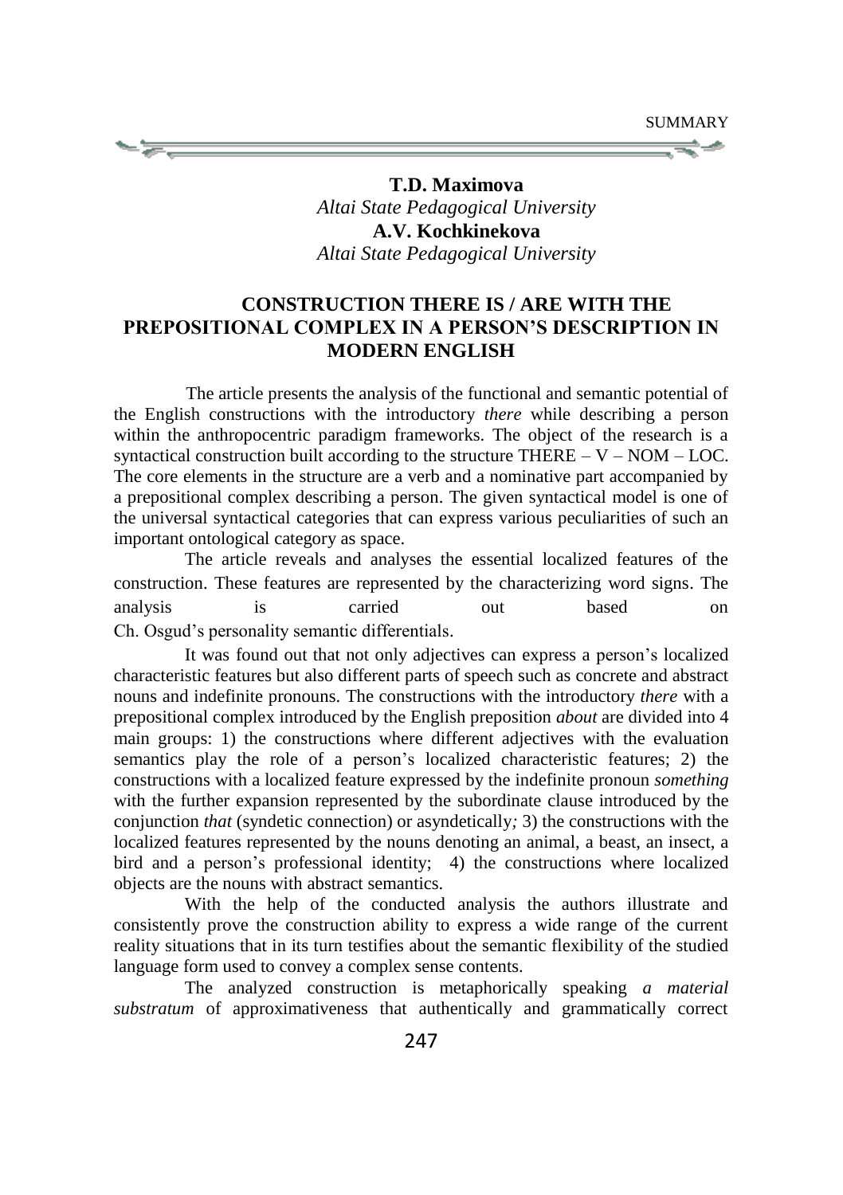**T.D. Maximova**
*Altai State Pedagogical University*
**A.V. Kochkinekova**
*Altai State Pedagogical University*

## CONSTRUCTION THERE IS / ARE WITH THE PREPOSITIONAL COMPLEX IN A PERSON'S DESCRIPTION IN MODERN ENGLISH

The article presents the analysis of the functional and semantic potential of the English constructions with the introductory *there* while describing a person within the anthropocentric paradigm frameworks. The object of the research is a syntactical construction built according to the structure THERE – V – NOM – LOC. The core elements in the structure are a verb and a nominative part accompanied by a prepositional complex describing a person. The given syntactical model is one of the universal syntactical categories that can express various peculiarities of such an important ontological category as space.

The article reveals and analyses the essential localized features of the construction. These features are represented by the characterizing word signs. The analysis is carried out based on Ch. Osgud's personality semantic differentials.

It was found out that not only adjectives can express a person's localized characteristic features but also different parts of speech such as concrete and abstract nouns and indefinite pronouns. The constructions with the introductory *there* with a prepositional complex introduced by the English preposition *about* are divided into 4 main groups: 1) the constructions where different adjectives with the evaluation semantics play the role of a person's localized characteristic features; 2) the constructions with a localized feature expressed by the indefinite pronoun *something* with the further expansion represented by the subordinate clause introduced by the conjunction *that* (syndetic connection) or asyndetically*;* 3) the constructions with the localized features represented by the nouns denoting an animal, a beast, an insect, a bird and a person's professional identity; 4) the constructions where localized objects are the nouns with abstract semantics.

With the help of the conducted analysis the authors illustrate and consistently prove the construction ability to express a wide range of the current reality situations that in its turn testifies about the semantic flexibility of the studied language form used to convey a complex sense contents.

The analyzed construction is metaphorically speaking *a material substratum* of approximativeness that authentically and grammatically correct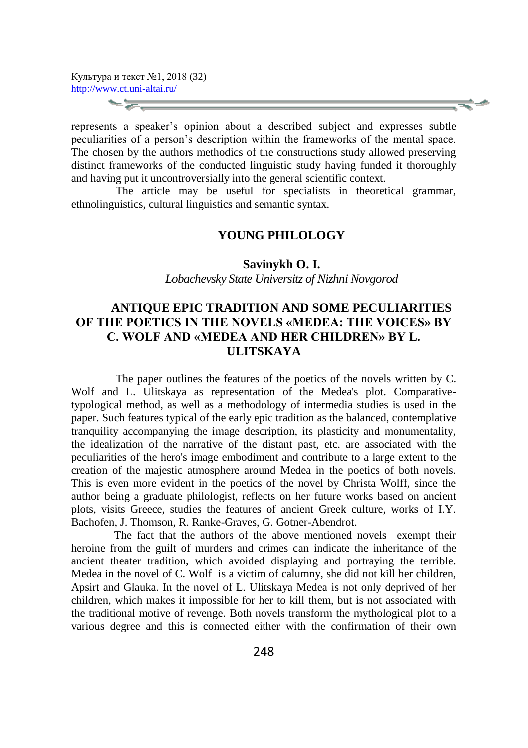represents a speaker's opinion about a described subject and expresses subtle peculiarities of a person's description within the frameworks of the mental space. The chosen by the authors methodics of the constructions study allowed preserving distinct frameworks of the conducted linguistic study having funded it thoroughly and having put it uncontroversially into the general scientific context.

The article may be useful for specialists in theoretical grammar, ethnolinguistics, cultural linguistics and semantic syntax.

## YOUNG PHILOLOGY

**Savinykh O. I.**

*Lobachevsky State Universitz of Nizhni Novgorod*

## ANTIQUE EPIC TRADITION AND SOME PECULIARITIES OF THE POETICS IN THE NOVELS «MEDEA: THE VOICES» BY C. WOLF AND «MEDEA AND HER CHILDREN» BY L. ULITSKAYA

The paper outlines the features of the poetics of the novels written by C. Wolf and L. Ulitskaya as representation of the Medea's plot. Comparative-typological method, as well as a methodology of intermedia studies is used in the paper. Such features typical of the early epic tradition as the balanced, contemplative tranquility accompanying the image description, its plasticity and monumentality, the idealization of the narrative of the distant past, etc. are associated with the peculiarities of the hero's image embodiment and contribute to a large extent to the creation of the majestic atmosphere around Medea in the poetics of both novels. This is even more evident in the poetics of the novel by Christa Wolff, since the author being a graduate philologist, reflects on her future works based on ancient plots, visits Greece, studies the features of ancient Greek culture, works of I.Y. Bachofen, J. Thomson, R. Ranke-Graves, G. Gotner-Abendrot.

The fact that the authors of the above mentioned novels exempt their heroine from the guilt of murders and crimes can indicate the inheritance of the ancient theater tradition, which avoided displaying and portraying the terrible. Medea in the novel of C. Wolf is a victim of calumny, she did not kill her children, Apsirt and Glauka. In the novel of L. Ulitskaya Medea is not only deprived of her children, which makes it impossible for her to kill them, but is not associated with the traditional motive of revenge. Both novels transform the mythological plot to a various degree and this is connected either with the confirmation of their own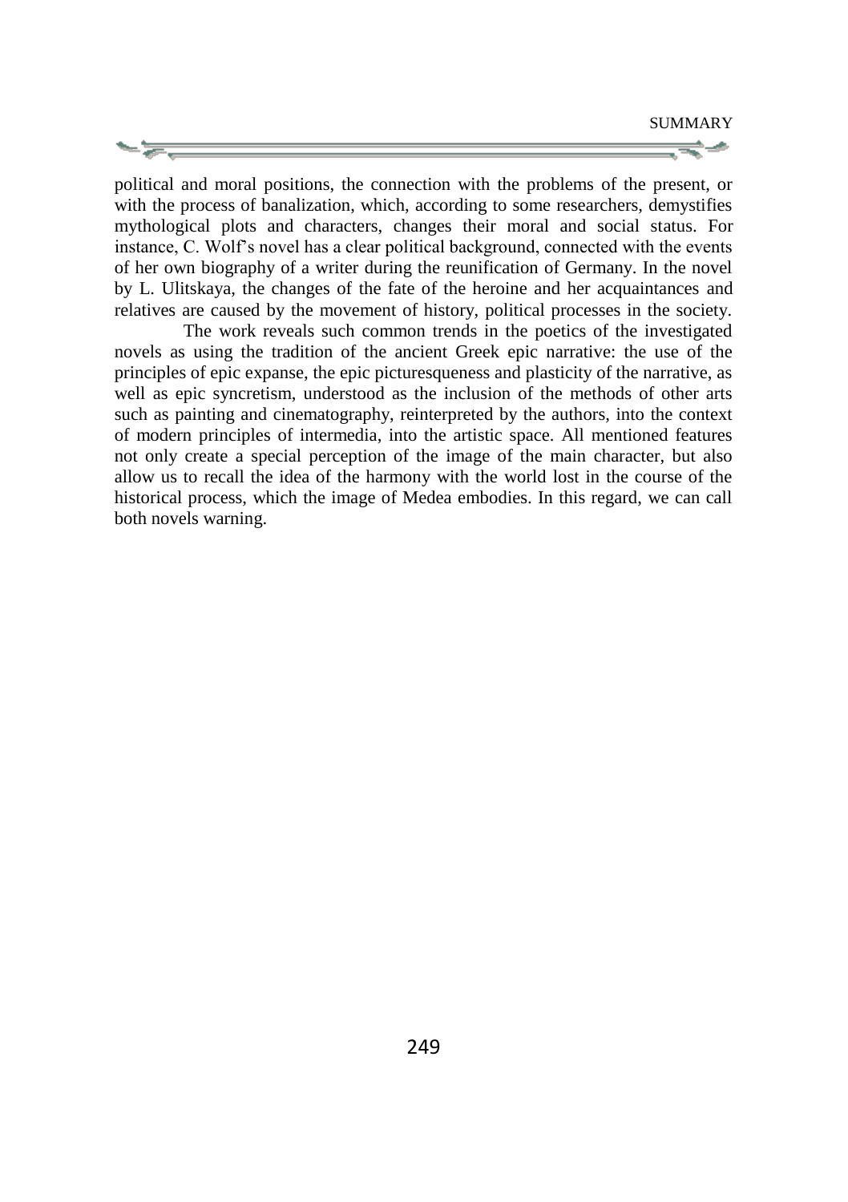political and moral positions, the connection with the problems of the present, or with the process of banalization, which, according to some researchers, demystifies mythological plots and characters, changes their moral and social status. For instance, C. Wolf's novel has a clear political background, connected with the events of her own biography of a writer during the reunification of Germany. In the novel by L. Ulitskaya, the changes of the fate of the heroine and her acquaintances and relatives are caused by the movement of history, political processes in the society.

The work reveals such common trends in the poetics of the investigated novels as using the tradition of the ancient Greek epic narrative: the use of the principles of epic expanse, the epic picturesqueness and plasticity of the narrative, as well as epic syncretism, understood as the inclusion of the methods of other arts such as painting and cinematography, reinterpreted by the authors, into the context of modern principles of intermedia, into the artistic space. All mentioned features not only create a special perception of the image of the main character, but also allow us to recall the idea of the harmony with the world lost in the course of the historical process, which the image of Medea embodies. In this regard, we can call both novels warning.